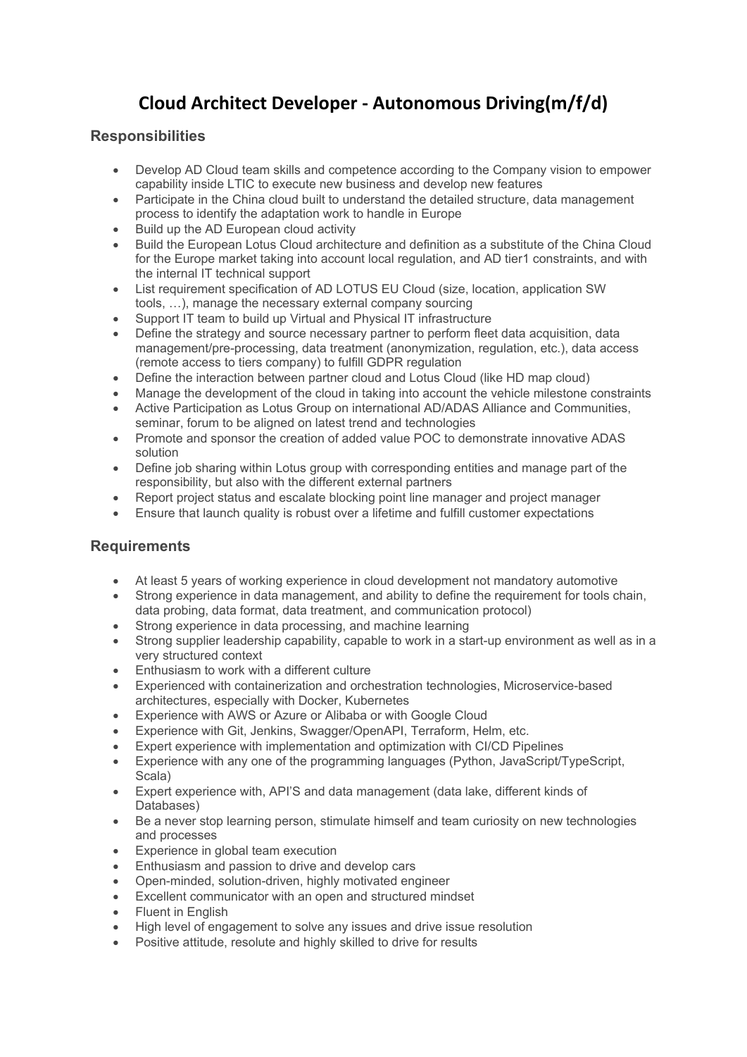# Cloud Architect Developer - Autonomous Driving(m/f/d)

## Responsibilities

- Develop AD Cloud team skills and competence according to the Company vision to empower capability inside LTIC to execute new business and develop new features
- Participate in the China cloud built to understand the detailed structure, data management process to identify the adaptation work to handle in Europe
- Build up the AD European cloud activity
- Build the European Lotus Cloud architecture and definition as a substitute of the China Cloud for the Europe market taking into account local regulation, and AD tier1 constraints, and with the internal IT technical support
- List requirement specification of AD LOTUS EU Cloud (size, location, application SW tools, …), manage the necessary external company sourcing
- Support IT team to build up Virtual and Physical IT infrastructure
- Define the strategy and source necessary partner to perform fleet data acquisition, data management/pre-processing, data treatment (anonymization, regulation, etc.), data access (remote access to tiers company) to fulfill GDPR regulation
- Define the interaction between partner cloud and Lotus Cloud (like HD map cloud)
- Manage the development of the cloud in taking into account the vehicle milestone constraints
- Active Participation as Lotus Group on international AD/ADAS Alliance and Communities, seminar, forum to be aligned on latest trend and technologies
- Promote and sponsor the creation of added value POC to demonstrate innovative ADAS solution
- Define job sharing within Lotus group with corresponding entities and manage part of the responsibility, but also with the different external partners
- Report project status and escalate blocking point line manager and project manager
- Ensure that launch quality is robust over a lifetime and fulfill customer expectations

## Requirements

- At least 5 years of working experience in cloud development not mandatory automotive
- Strong experience in data management, and ability to define the requirement for tools chain, data probing, data format, data treatment, and communication protocol)
- Strong experience in data processing, and machine learning
- Strong supplier leadership capability, capable to work in a start-up environment as well as in a very structured context
- Enthusiasm to work with a different culture
- Experienced with containerization and orchestration technologies, Microservice-based architectures, especially with Docker, Kubernetes
- Experience with AWS or Azure or Alibaba or with Google Cloud
- Experience with Git, Jenkins, Swagger/OpenAPI, Terraform, Helm, etc.
- Expert experience with implementation and optimization with CI/CD Pipelines
- Experience with any one of the programming languages (Python, JavaScript/TypeScript, Scala)
- Expert experience with, API'S and data management (data lake, different kinds of Databases)
- Be a never stop learning person, stimulate himself and team curiosity on new technologies and processes
- Experience in global team execution
- Enthusiasm and passion to drive and develop cars
- Open-minded, solution-driven, highly motivated engineer
- Excellent communicator with an open and structured mindset
- Fluent in English
- High level of engagement to solve any issues and drive issue resolution
- Positive attitude, resolute and highly skilled to drive for results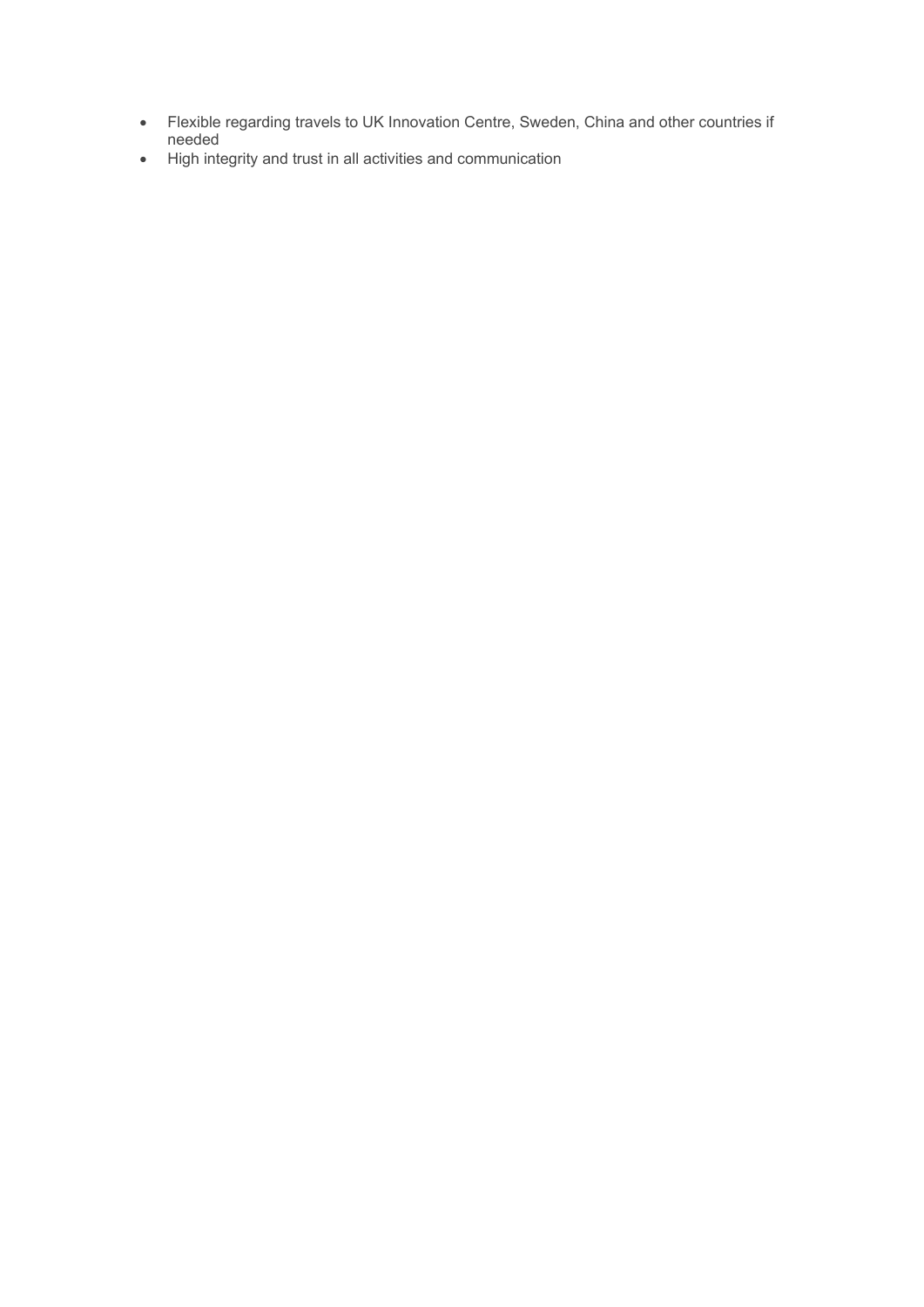- Flexible regarding travels to UK Innovation Centre, Sweden, China and other countries if needed
- High integrity and trust in all activities and communication